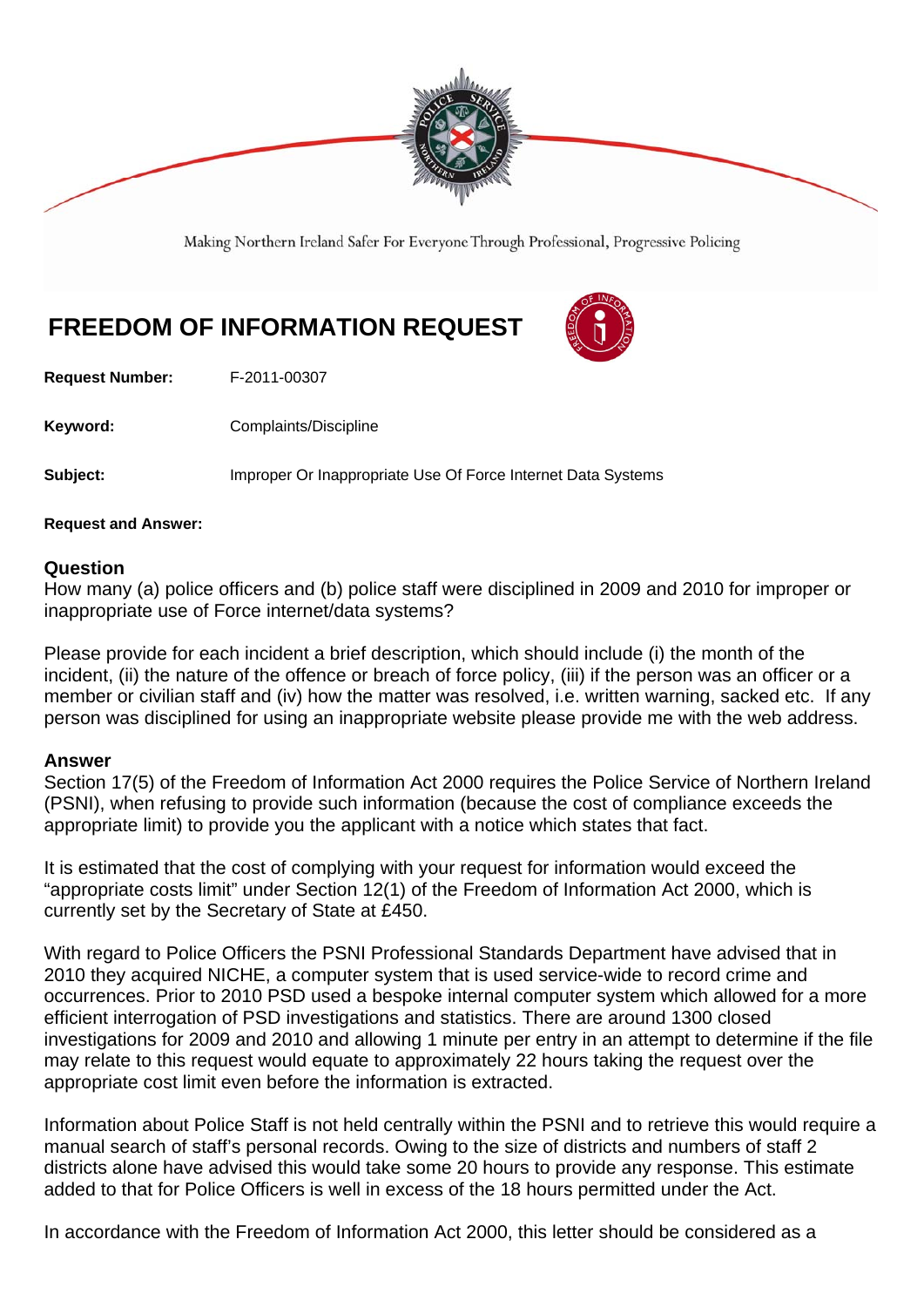Making Northern Ireland Safer For Everyone Through Professional, Progressive Policing

# FREEDOM OF INFORMATION REQUEST

**Request Number:** F-2011-00307

**Keyword:** Complaints/Discipline

**Subject:** Improper Or Inappropriate Use Of Force Internet Data Systems

**Request and Answer:**

## Question

How many (a) police officers and (b) police staff were disciplined in 2009 and 2010 for improper or inappropriate use of Force internet/data systems?

Please provide for each incident a brief description, which should include (i) the month of the incident, (ii) the nature of the offence or breach of force policy, (iii) if the person was an officer or a member or civilian staff and (iv) how the matter was resolved, i.e. written warning, sacked etc. If any person was disciplined for using an inappropriate website please provide me with the web address.

## Answer

Section 17(5) of the Freedom of Information Act 2000 requires the Police Service of Northern Ireland (PSNI), when refusing to provide such information (because the cost of compliance exceeds the appropriate limit) to provide you the applicant with a notice which states that fact.

It is estimated that the cost of complying with your request for information would exceed the "appropriate costs limit" under Section 12(1) of the Freedom of Information Act 2000, which is currently set by the Secretary of State at £450.

With regard to Police Officers the PSNI Professional Standards Department have advised that in 2010 they acquired NICHE, a computer system that is used service-wide to record crime and occurrences. Prior to 2010 PSD used a bespoke internal computer system which allowed for a more efficient interrogation of PSD investigations and statistics. There are around 1300 closed investigations for 2009 and 2010 and allowing 1 minute per entry in an attempt to determine if the file may relate to this request would equate to approximately 22 hours taking the request over the appropriate cost limit even before the information is extracted.

Information about Police Staff is not held centrally within the PSNI and to retrieve this would require a manual search of staff's personal records. Owing to the size of districts and numbers of staff 2 districts alone have advised this would take some 20 hours to provide any response. This estimate added to that for Police Officers is well in excess of the 18 hours permitted under the Act.

In accordance with the Freedom of Information Act 2000, this letter should be considered as a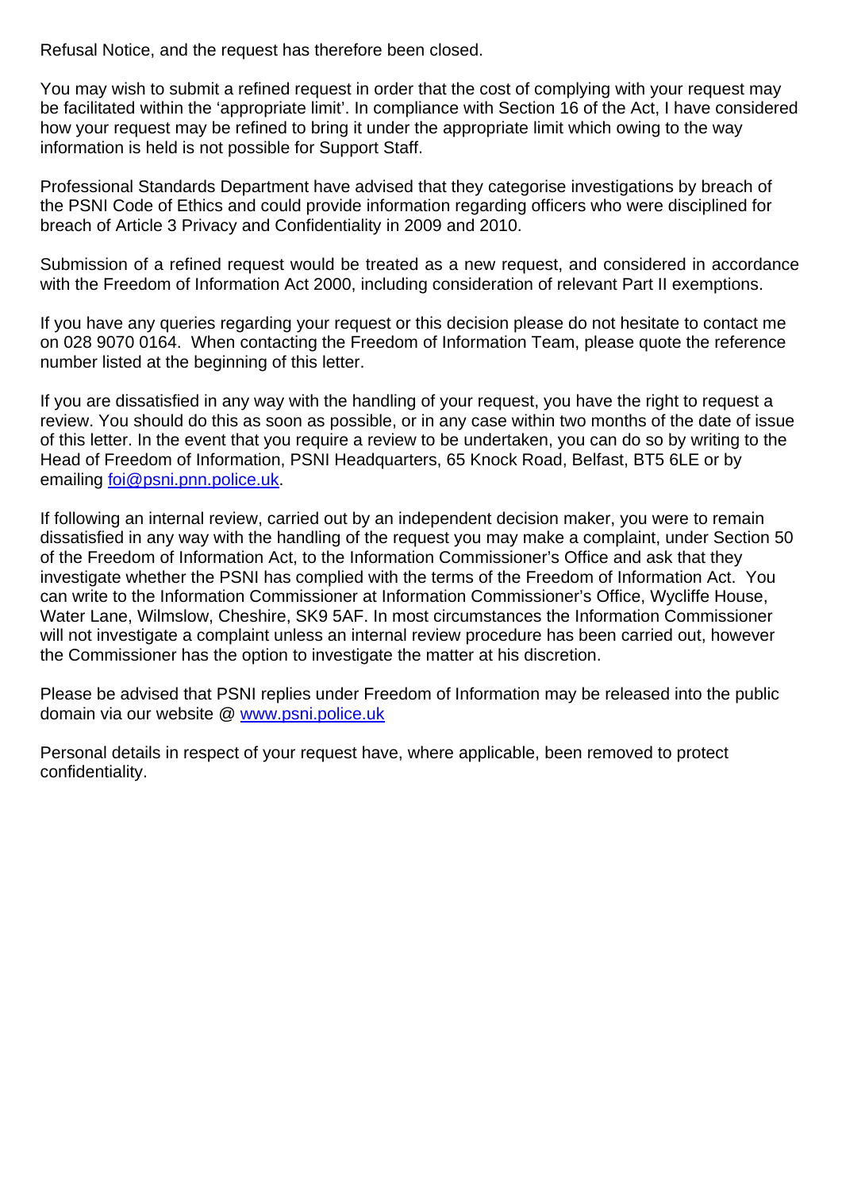Refusal Notice, and the request has therefore been closed.

You may wish to submit a refined request in order that the cost of complying with your request may be facilitated within the 'appropriate limit'. In compliance with Section 16 of the Act, I have considered how your request may be refined to bring it under the appropriate limit which owing to the way information is held is not possible for Support Staff.

Professional Standards Department have advised that they categorise investigations by breach of the PSNI Code of Ethics and could provide information regarding officers who were disciplined for breach of Article 3 Privacy and Confidentiality in 2009 and 2010.

Submission of a refined request would be treated as a new request, and considered in accordance with the Freedom of Information Act 2000, including consideration of relevant Part II exemptions.

If you have any queries regarding your request or this decision please do not hesitate to contact me on 028 9070 0164. When contacting the Freedom of Information Team, please quote the reference number listed at the beginning of this letter.

If you are dissatisfied in any way with the handling of your request, you have the right to request a review. You should do this as soon as possible, or in any case within two months of the date of issue of this letter. In the event that you require a review to be undertaken, you can do so by writing to the Head of Freedom of Information, PSNI Headquarters, 65 Knock Road, Belfast, BT5 6LE or by emailing foi@psni.pnn.police.uk.

If following an internal review, carried out by an independent decision maker, you were to remain dissatisfied in any way with the handling of the request you may make a complaint, under Section 50 of the Freedom of Information Act, to the Information Commissioner's Office and ask that they investigate whether the PSNI has complied with the terms of the Freedom of Information Act. You can write to the Information Commissioner at Information Commissioner's Office, Wycliffe House, Water Lane, Wilmslow, Cheshire, SK9 5AF. In most circumstances the Information Commissioner will not investigate a complaint unless an internal review procedure has been carried out, however the Commissioner has the option to investigate the matter at his discretion.

Please be advised that PSNI replies under Freedom of Information may be released into the public domain via our website @ www.psni.police.uk

Personal details in respect of your request have, where applicable, been removed to protect confidentiality.